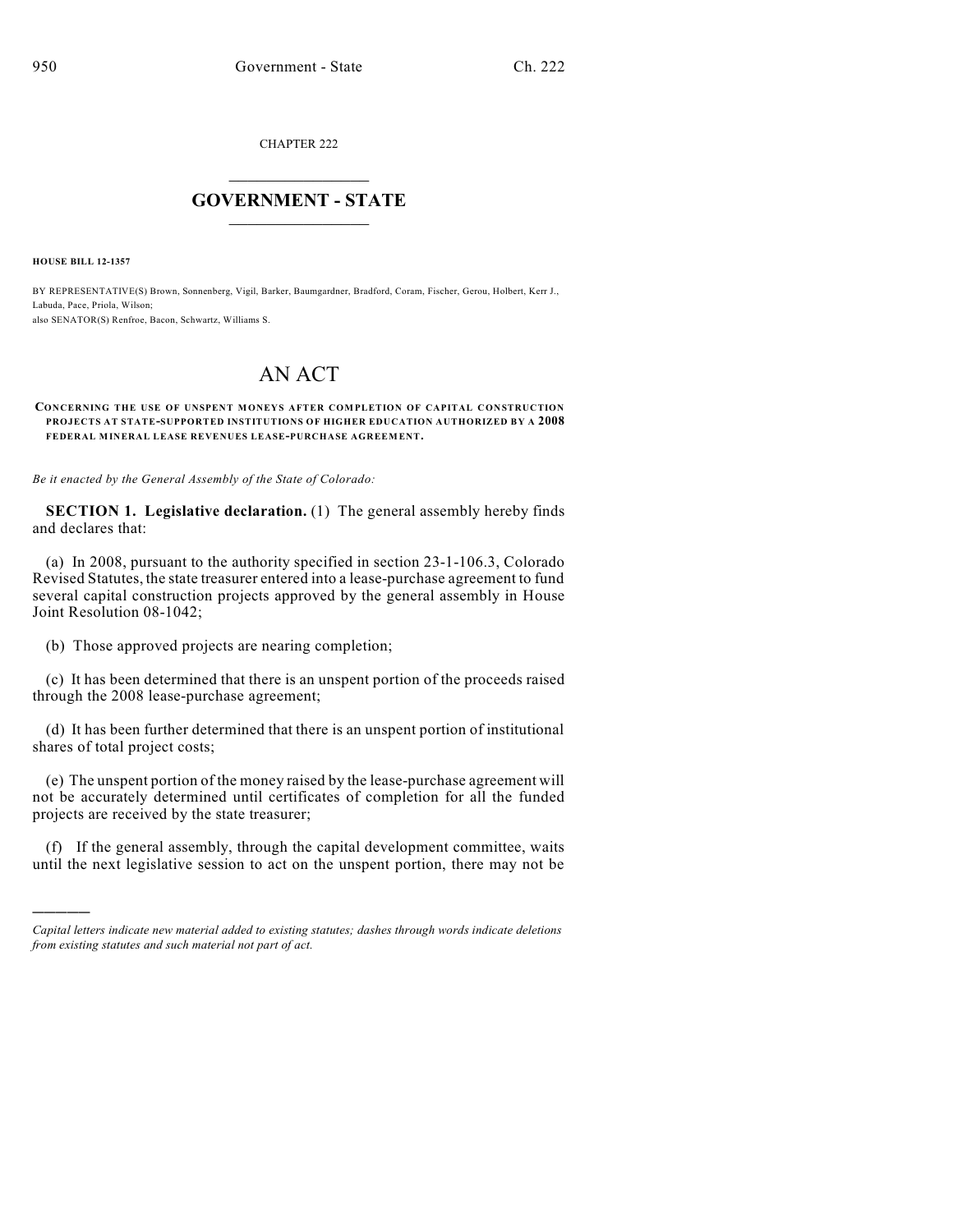CHAPTER 222

# GOVERNMENT - STATE

**HOUSE BILL 12-1357**

BY REPRESENTATIVE(S) Brown, Sonnenberg, Vigil, Barker, Baumgardner, Bradford, Coram, Fischer, Gerou, Holbert, Kerr J., Labuda, Pace, Priola, Wilson;
also SENATOR(S) Renfroe, Bacon, Schwartz, Williams S.

# AN ACT

**CONCERNING THE USE OF UNSPENT MONEYS AFTER COMPLETION OF CAPITAL CONSTRUCTION PROJECTS AT STATE-SUPPORTED INSTITUTIONS OF HIGHER EDUCATION AUTHORIZED BY A 2008 FEDERAL MINERAL LEASE REVENUES LEASE-PURCHASE AGREEMENT.**

*Be it enacted by the General Assembly of the State of Colorado:*

**SECTION 1. Legislative declaration.** (1) The general assembly hereby finds and declares that:

(a) In 2008, pursuant to the authority specified in section 23-1-106.3, Colorado Revised Statutes, the state treasurer entered into a lease-purchase agreement to fund several capital construction projects approved by the general assembly in House Joint Resolution 08-1042;

(b) Those approved projects are nearing completion;

(c) It has been determined that there is an unspent portion of the proceeds raised through the 2008 lease-purchase agreement;

(d) It has been further determined that there is an unspent portion of institutional shares of total project costs;

(e) The unspent portion of the money raised by the lease-purchase agreement will not be accurately determined until certificates of completion for all the funded projects are received by the state treasurer;

(f) If the general assembly, through the capital development committee, waits until the next legislative session to act on the unspent portion, there may not be

---

*Capital letters indicate new material added to existing statutes; dashes through words indicate deletions from existing statutes and such material not part of act.*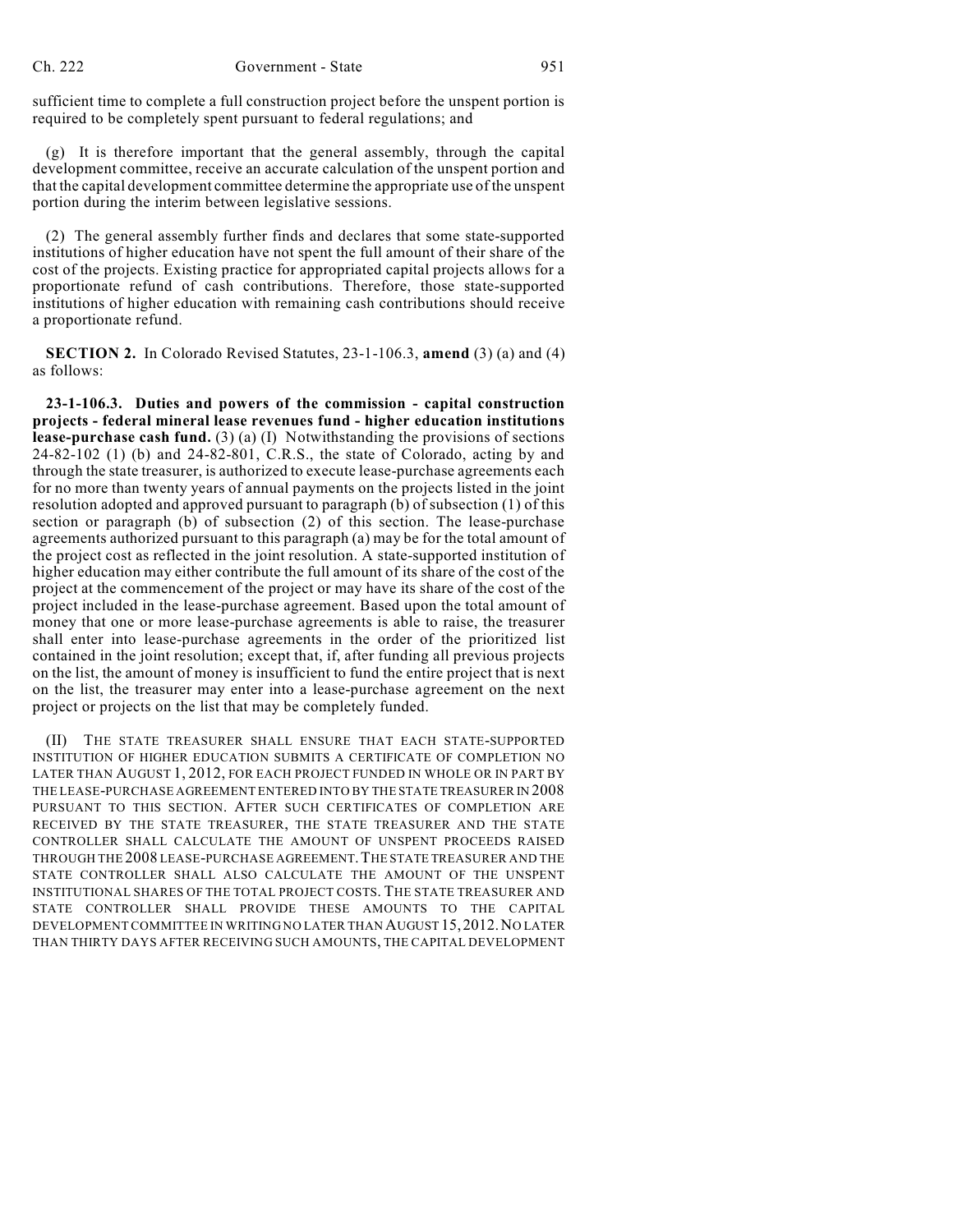sufficient time to complete a full construction project before the unspent portion is required to be completely spent pursuant to federal regulations; and

(g) It is therefore important that the general assembly, through the capital development committee, receive an accurate calculation of the unspent portion and that the capital development committee determine the appropriate use of the unspent portion during the interim between legislative sessions.

(2) The general assembly further finds and declares that some state-supported institutions of higher education have not spent the full amount of their share of the cost of the projects. Existing practice for appropriated capital projects allows for a proportionate refund of cash contributions. Therefore, those state-supported institutions of higher education with remaining cash contributions should receive a proportionate refund.

**SECTION 2.** In Colorado Revised Statutes, 23-1-106.3, **amend** (3) (a) and (4) as follows:

**23-1-106.3. Duties and powers of the commission - capital construction projects - federal mineral lease revenues fund - higher education institutions lease-purchase cash fund.** (3) (a) (I) Notwithstanding the provisions of sections 24-82-102 (1) (b) and 24-82-801, C.R.S., the state of Colorado, acting by and through the state treasurer, is authorized to execute lease-purchase agreements each for no more than twenty years of annual payments on the projects listed in the joint resolution adopted and approved pursuant to paragraph (b) of subsection (1) of this section or paragraph (b) of subsection (2) of this section. The lease-purchase agreements authorized pursuant to this paragraph (a) may be for the total amount of the project cost as reflected in the joint resolution. A state-supported institution of higher education may either contribute the full amount of its share of the cost of the project at the commencement of the project or may have its share of the cost of the project included in the lease-purchase agreement. Based upon the total amount of money that one or more lease-purchase agreements is able to raise, the treasurer shall enter into lease-purchase agreements in the order of the prioritized list contained in the joint resolution; except that, if, after funding all previous projects on the list, the amount of money is insufficient to fund the entire project that is next on the list, the treasurer may enter into a lease-purchase agreement on the next project or projects on the list that may be completely funded.

(II) THE STATE TREASURER SHALL ENSURE THAT EACH STATE-SUPPORTED INSTITUTION OF HIGHER EDUCATION SUBMITS A CERTIFICATE OF COMPLETION NO LATER THAN AUGUST 1, 2012, FOR EACH PROJECT FUNDED IN WHOLE OR IN PART BY THE LEASE-PURCHASE AGREEMENT ENTERED INTO BY THE STATE TREASURER IN 2008 PURSUANT TO THIS SECTION. AFTER SUCH CERTIFICATES OF COMPLETION ARE RECEIVED BY THE STATE TREASURER, THE STATE TREASURER AND THE STATE CONTROLLER SHALL CALCULATE THE AMOUNT OF UNSPENT PROCEEDS RAISED THROUGH THE 2008 LEASE-PURCHASE AGREEMENT. THE STATE TREASURER AND THE STATE CONTROLLER SHALL ALSO CALCULATE THE AMOUNT OF THE UNSPENT INSTITUTIONAL SHARES OF THE TOTAL PROJECT COSTS. THE STATE TREASURER AND STATE CONTROLLER SHALL PROVIDE THESE AMOUNTS TO THE CAPITAL DEVELOPMENT COMMITTEE IN WRITING NO LATER THAN AUGUST 15, 2012. NO LATER THAN THIRTY DAYS AFTER RECEIVING SUCH AMOUNTS, THE CAPITAL DEVELOPMENT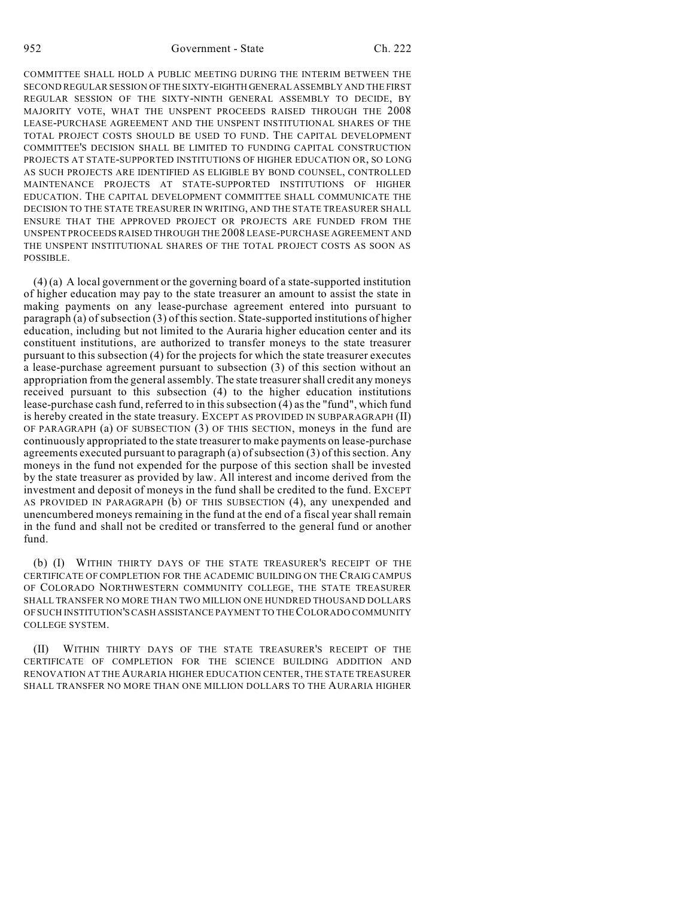COMMITTEE SHALL HOLD A PUBLIC MEETING DURING THE INTERIM BETWEEN THE SECOND REGULAR SESSION OF THE SIXTY-EIGHTH GENERAL ASSEMBLY AND THE FIRST REGULAR SESSION OF THE SIXTY-NINTH GENERAL ASSEMBLY TO DECIDE, BY MAJORITY VOTE, WHAT THE UNSPENT PROCEEDS RAISED THROUGH THE 2008 LEASE-PURCHASE AGREEMENT AND THE UNSPENT INSTITUTIONAL SHARES OF THE TOTAL PROJECT COSTS SHOULD BE USED TO FUND. THE CAPITAL DEVELOPMENT COMMITTEE'S DECISION SHALL BE LIMITED TO FUNDING CAPITAL CONSTRUCTION PROJECTS AT STATE-SUPPORTED INSTITUTIONS OF HIGHER EDUCATION OR, SO LONG AS SUCH PROJECTS ARE IDENTIFIED AS ELIGIBLE BY BOND COUNSEL, CONTROLLED MAINTENANCE PROJECTS AT STATE-SUPPORTED INSTITUTIONS OF HIGHER EDUCATION. THE CAPITAL DEVELOPMENT COMMITTEE SHALL COMMUNICATE THE DECISION TO THE STATE TREASURER IN WRITING, AND THE STATE TREASURER SHALL ENSURE THAT THE APPROVED PROJECT OR PROJECTS ARE FUNDED FROM THE UNSPENT PROCEEDS RAISED THROUGH THE 2008 LEASE-PURCHASE AGREEMENT AND THE UNSPENT INSTITUTIONAL SHARES OF THE TOTAL PROJECT COSTS AS SOON AS POSSIBLE.

(4) (a) A local government or the governing board of a state-supported institution of higher education may pay to the state treasurer an amount to assist the state in making payments on any lease-purchase agreement entered into pursuant to paragraph (a) of subsection (3) of this section. State-supported institutions of higher education, including but not limited to the Auraria higher education center and its constituent institutions, are authorized to transfer moneys to the state treasurer pursuant to this subsection (4) for the projects for which the state treasurer executes a lease-purchase agreement pursuant to subsection (3) of this section without an appropriation from the general assembly. The state treasurer shall credit any moneys received pursuant to this subsection (4) to the higher education institutions lease-purchase cash fund, referred to in this subsection (4) as the "fund", which fund is hereby created in the state treasury. EXCEPT AS PROVIDED IN SUBPARAGRAPH (II) OF PARAGRAPH (a) OF SUBSECTION (3) OF THIS SECTION, moneys in the fund are continuously appropriated to the state treasurer to make payments on lease-purchase agreements executed pursuant to paragraph (a) of subsection (3) of this section. Any moneys in the fund not expended for the purpose of this section shall be invested by the state treasurer as provided by law. All interest and income derived from the investment and deposit of moneys in the fund shall be credited to the fund. EXCEPT AS PROVIDED IN PARAGRAPH (b) OF THIS SUBSECTION (4), any unexpended and unencumbered moneys remaining in the fund at the end of a fiscal year shall remain in the fund and shall not be credited or transferred to the general fund or another fund.

(b) (I) WITHIN THIRTY DAYS OF THE STATE TREASURER'S RECEIPT OF THE CERTIFICATE OF COMPLETION FOR THE ACADEMIC BUILDING ON THE CRAIG CAMPUS OF COLORADO NORTHWESTERN COMMUNITY COLLEGE, THE STATE TREASURER SHALL TRANSFER NO MORE THAN TWO MILLION ONE HUNDRED THOUSAND DOLLARS OF SUCH INSTITUTION'S CASH ASSISTANCE PAYMENT TO THE COLORADO COMMUNITY COLLEGE SYSTEM.

(II) WITHIN THIRTY DAYS OF THE STATE TREASURER'S RECEIPT OF THE CERTIFICATE OF COMPLETION FOR THE SCIENCE BUILDING ADDITION AND RENOVATION AT THE AURARIA HIGHER EDUCATION CENTER, THE STATE TREASURER SHALL TRANSFER NO MORE THAN ONE MILLION DOLLARS TO THE AURARIA HIGHER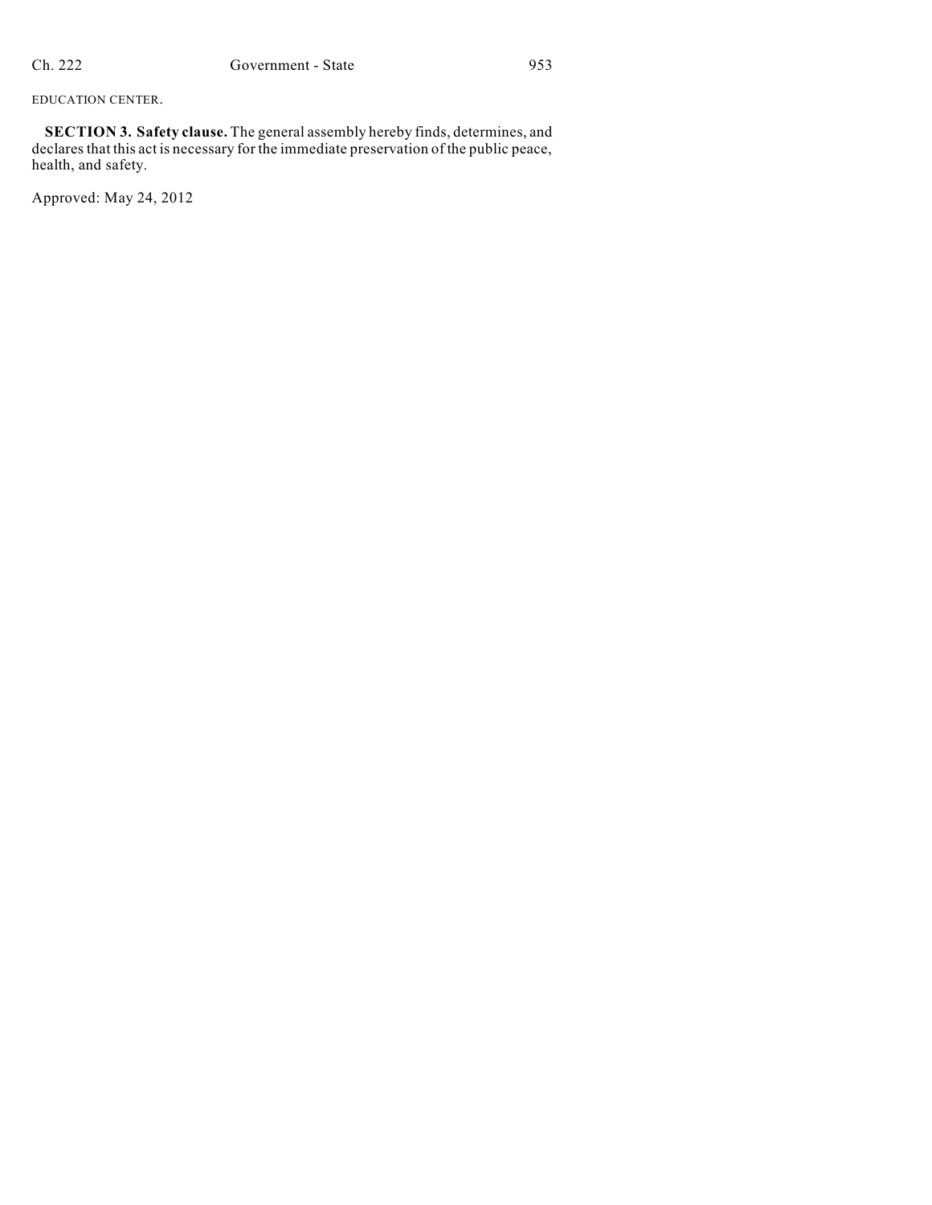EDUCATION CENTER.

**SECTION 3. Safety clause.** The general assembly hereby finds, determines, and declares that this act is necessary for the immediate preservation of the public peace, health, and safety.

Approved: May 24, 2012